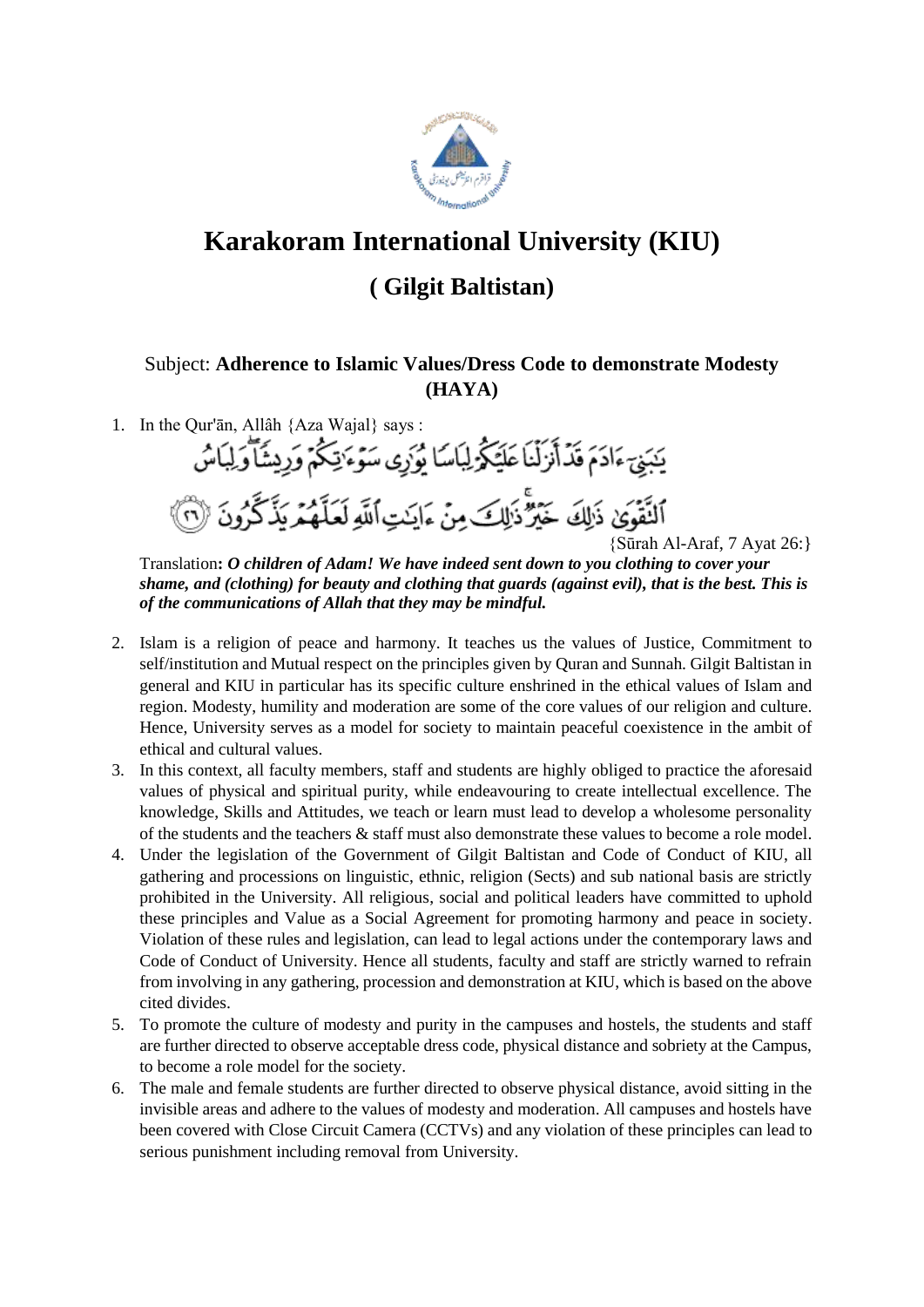# Karakoram International University (KIU)

## ( Gilgit Baltistan)

Subject: **Adherence to Islamic Values/Dress Code to demonstrate Modesty (HAYA)**

1. In the Qur'ān, Allâh {Aza Wajal} says :

   يَٰبَنِيٓ ءَادَمَ قَدۡ أَنزَلۡنَا عَلَيۡكُمۡ لِبَاسٗا يُوَٰرِي سَوۡءَٰتِكُمۡ وَرِيشٗاۖ وَلِبَاسُ ٱلتَّقۡوَىٰ ذَٰلِكَ خَيۡرٞۚ ذَٰلِكَ مِنۡ ءَايَٰتِ ٱللَّهِ لَعَلَّهُمۡ يَذَّكَّرُونَ ٢٦

   {Sūrah Al-Araf, 7 Ayat 26:}

   Translation**: *O children of Adam! We have indeed sent down to you clothing to cover your shame, and (clothing) for beauty and clothing that guards (against evil), that is the best. This is of the communications of Allah that they may be mindful.***

2. Islam is a religion of peace and harmony. It teaches us the values of Justice, Commitment to self/institution and Mutual respect on the principles given by Quran and Sunnah. Gilgit Baltistan in general and KIU in particular has its specific culture enshrined in the ethical values of Islam and region. Modesty, humility and moderation are some of the core values of our religion and culture. Hence, University serves as a model for society to maintain peaceful coexistence in the ambit of ethical and cultural values.
3. In this context, all faculty members, staff and students are highly obliged to practice the aforesaid values of physical and spiritual purity, while endeavouring to create intellectual excellence. The knowledge, Skills and Attitudes, we teach or learn must lead to develop a wholesome personality of the students and the teachers & staff must also demonstrate these values to become a role model.
4. Under the legislation of the Government of Gilgit Baltistan and Code of Conduct of KIU, all gathering and processions on linguistic, ethnic, religion (Sects) and sub national basis are strictly prohibited in the University. All religious, social and political leaders have committed to uphold these principles and Value as a Social Agreement for promoting harmony and peace in society. Violation of these rules and legislation, can lead to legal actions under the contemporary laws and Code of Conduct of University. Hence all students, faculty and staff are strictly warned to refrain from involving in any gathering, procession and demonstration at KIU, which is based on the above cited divides.
5. To promote the culture of modesty and purity in the campuses and hostels, the students and staff are further directed to observe acceptable dress code, physical distance and sobriety at the Campus, to become a role model for the society.
6. The male and female students are further directed to observe physical distance, avoid sitting in the invisible areas and adhere to the values of modesty and moderation. All campuses and hostels have been covered with Close Circuit Camera (CCTVs) and any violation of these principles can lead to serious punishment including removal from University.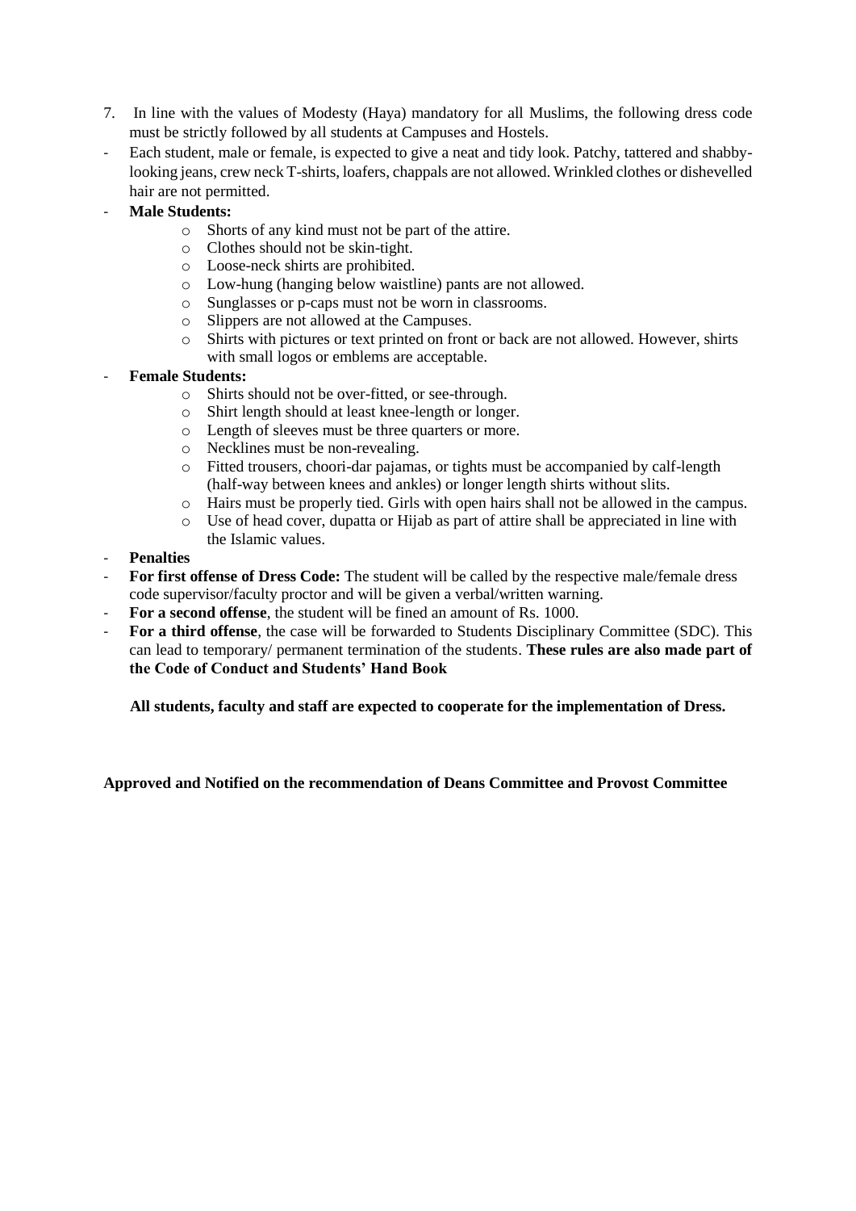7. In line with the values of Modesty (Haya) mandatory for all Muslims, the following dress code must be strictly followed by all students at Campuses and Hostels.

- Each student, male or female, is expected to give a neat and tidy look. Patchy, tattered and shabby-looking jeans, crew neck T-shirts, loafers, chappals are not allowed. Wrinkled clothes or dishevelled hair are not permitted.
- **Male Students:**
    - Shorts of any kind must not be part of the attire.
    - Clothes should not be skin-tight.
    - Loose-neck shirts are prohibited.
    - Low-hung (hanging below waistline) pants are not allowed.
    - Sunglasses or p-caps must not be worn in classrooms.
    - Slippers are not allowed at the Campuses.
    - Shirts with pictures or text printed on front or back are not allowed. However, shirts with small logos or emblems are acceptable.
- **Female Students:**
    - Shirts should not be over-fitted, or see-through.
    - Shirt length should at least knee-length or longer.
    - Length of sleeves must be three quarters or more.
    - Necklines must be non-revealing.
    - Fitted trousers, choori-dar pajamas, or tights must be accompanied by calf-length (half-way between knees and ankles) or longer length shirts without slits.
    - Hairs must be properly tied. Girls with open hairs shall not be allowed in the campus.
    - Use of head cover, dupatta or Hijab as part of attire shall be appreciated in line with the Islamic values.
- **Penalties**
- **For first offense of Dress Code:** The student will be called by the respective male/female dress code supervisor/faculty proctor and will be given a verbal/written warning.
- **For a second offense**, the student will be fined an amount of Rs. 1000.
- **For a third offense**, the case will be forwarded to Students Disciplinary Committee (SDC). This can lead to temporary/ permanent termination of the students. **These rules are also made part of the Code of Conduct and Students' Hand Book**

**All students, faculty and staff are expected to cooperate for the implementation of Dress.**

**Approved and Notified on the recommendation of Deans Committee and Provost Committee**